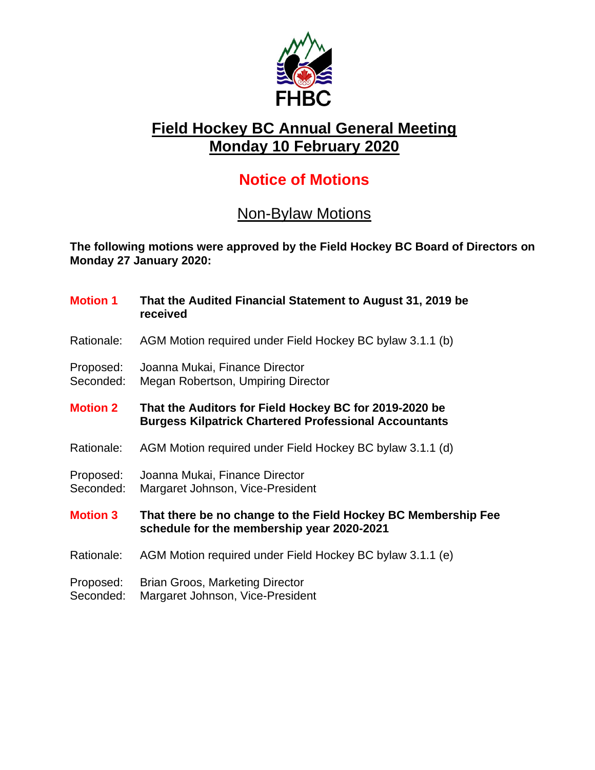FHBC

# Field Hockey BC Annual General Meeting
# Monday 10 February 2020

## Notice of Motions

### Non-Bylaw Motions

**The following motions were approved by the Field Hockey BC Board of Directors on Monday 27 January 2020:**

**Motion 1** **That the Audited Financial Statement to August 31, 2019 be received**

Rationale: AGM Motion required under Field Hockey BC bylaw 3.1.1 (b)

Proposed: Joanna Mukai, Finance Director
Seconded: Megan Robertson, Umpiring Director

**Motion 2** **That the Auditors for Field Hockey BC for 2019-2020 be Burgess Kilpatrick Chartered Professional Accountants**

Rationale: AGM Motion required under Field Hockey BC bylaw 3.1.1 (d)

Proposed: Joanna Mukai, Finance Director
Seconded: Margaret Johnson, Vice-President

**Motion 3** **That there be no change to the Field Hockey BC Membership Fee schedule for the membership year 2020-2021**

Rationale: AGM Motion required under Field Hockey BC bylaw 3.1.1 (e)

Proposed: Brian Groos, Marketing Director
Seconded: Margaret Johnson, Vice-President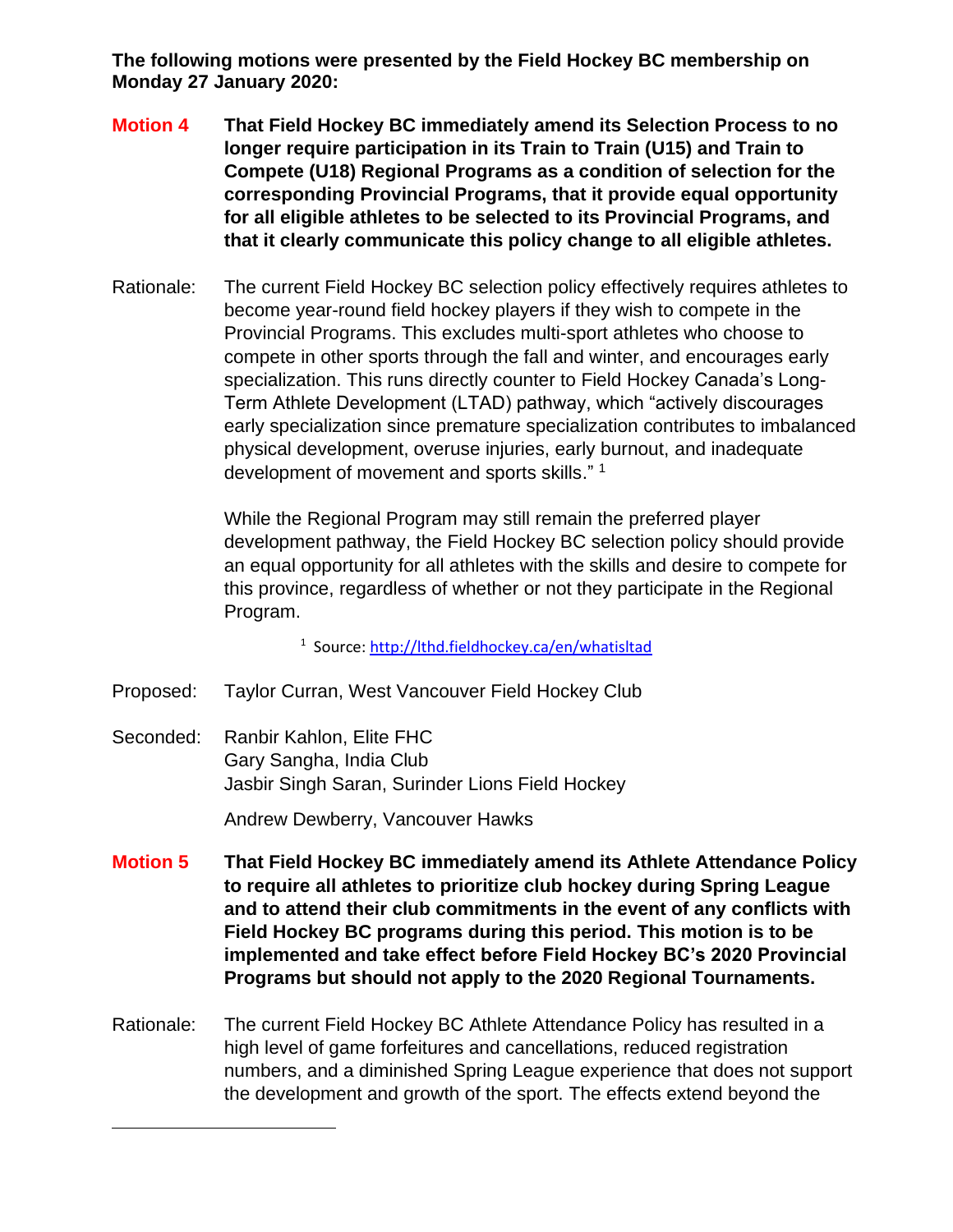**The following motions were presented by the Field Hockey BC membership on Monday 27 January 2020:**

**Motion 4** **That Field Hockey BC immediately amend its Selection Process to no longer require participation in its Train to Train (U15) and Train to Compete (U18) Regional Programs as a condition of selection for the corresponding Provincial Programs, that it provide equal opportunity for all eligible athletes to be selected to its Provincial Programs, and that it clearly communicate this policy change to all eligible athletes.**

Rationale: The current Field Hockey BC selection policy effectively requires athletes to become year-round field hockey players if they wish to compete in the Provincial Programs. This excludes multi-sport athletes who choose to compete in other sports through the fall and winter, and encourages early specialization. This runs directly counter to Field Hockey Canada's Long-Term Athlete Development (LTAD) pathway, which "actively discourages early specialization since premature specialization contributes to imbalanced physical development, overuse injuries, early burnout, and inadequate development of movement and sports skills." [1]

While the Regional Program may still remain the preferred player development pathway, the Field Hockey BC selection policy should provide an equal opportunity for all athletes with the skills and desire to compete for this province, regardless of whether or not they participate in the Regional Program.

[1] Source: http://lthd.fieldhockey.ca/en/whatisltad

Proposed: Taylor Curran, West Vancouver Field Hockey Club

Seconded: Ranbir Kahlon, Elite FHC
Gary Sangha, India Club
Jasbir Singh Saran, Surinder Lions Field Hockey

Andrew Dewberry, Vancouver Hawks

**Motion 5** **That Field Hockey BC immediately amend its Athlete Attendance Policy to require all athletes to prioritize club hockey during Spring League and to attend their club commitments in the event of any conflicts with Field Hockey BC programs during this period. This motion is to be implemented and take effect before Field Hockey BC's 2020 Provincial Programs but should not apply to the 2020 Regional Tournaments.**

Rationale: The current Field Hockey BC Athlete Attendance Policy has resulted in a high level of game forfeitures and cancellations, reduced registration numbers, and a diminished Spring League experience that does not support the development and growth of the sport. The effects extend beyond the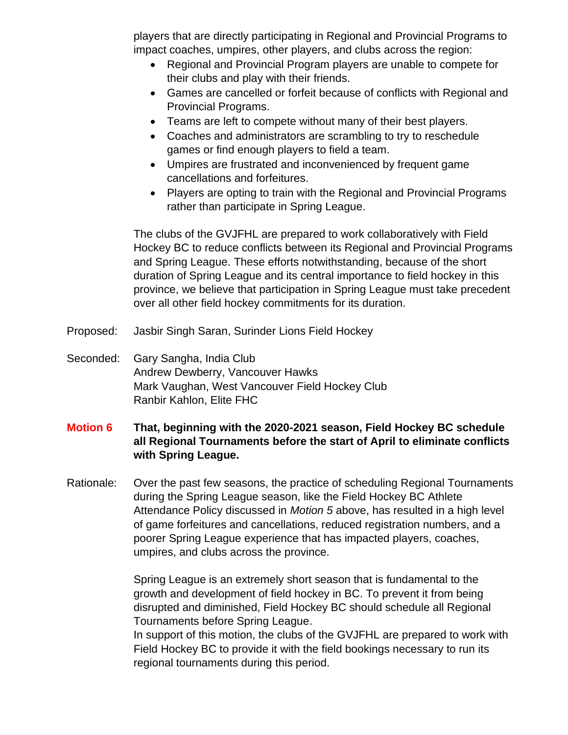players that are directly participating in Regional and Provincial Programs to impact coaches, umpires, other players, and clubs across the region:

- Regional and Provincial Program players are unable to compete for their clubs and play with their friends.
- Games are cancelled or forfeit because of conflicts with Regional and Provincial Programs.
- Teams are left to compete without many of their best players.
- Coaches and administrators are scrambling to try to reschedule games or find enough players to field a team.
- Umpires are frustrated and inconvenienced by frequent game cancellations and forfeitures.
- Players are opting to train with the Regional and Provincial Programs rather than participate in Spring League.

The clubs of the GVJFHL are prepared to work collaboratively with Field Hockey BC to reduce conflicts between its Regional and Provincial Programs and Spring League. These efforts notwithstanding, because of the short duration of Spring League and its central importance to field hockey in this province, we believe that participation in Spring League must take precedent over all other field hockey commitments for its duration.

Proposed: Jasbir Singh Saran, Surinder Lions Field Hockey

Seconded: Gary Sangha, India Club
Andrew Dewberry, Vancouver Hawks
Mark Vaughan, West Vancouver Field Hockey Club
Ranbir Kahlon, Elite FHC

**Motion 6** **That, beginning with the 2020-2021 season, Field Hockey BC schedule all Regional Tournaments before the start of April to eliminate conflicts with Spring League.**

Rationale: Over the past few seasons, the practice of scheduling Regional Tournaments during the Spring League season, like the Field Hockey BC Athlete Attendance Policy discussed in *Motion 5* above, has resulted in a high level of game forfeitures and cancellations, reduced registration numbers, and a poorer Spring League experience that has impacted players, coaches, umpires, and clubs across the province.

Spring League is an extremely short season that is fundamental to the growth and development of field hockey in BC. To prevent it from being disrupted and diminished, Field Hockey BC should schedule all Regional Tournaments before Spring League.
In support of this motion, the clubs of the GVJFHL are prepared to work with Field Hockey BC to provide it with the field bookings necessary to run its regional tournaments during this period.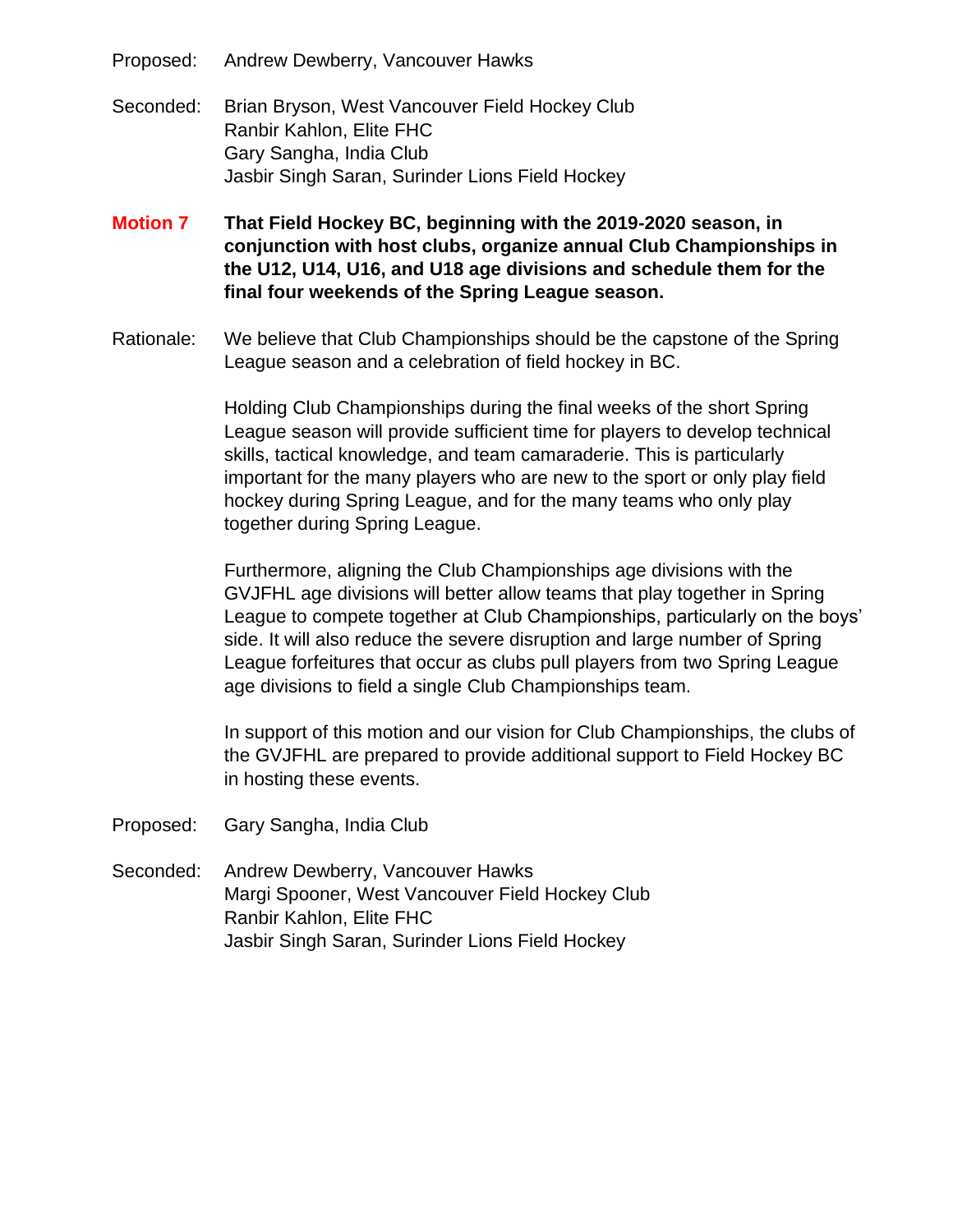Proposed: Andrew Dewberry, Vancouver Hawks

Seconded: Brian Bryson, West Vancouver Field Hockey Club
Ranbir Kahlon, Elite FHC
Gary Sangha, India Club
Jasbir Singh Saran, Surinder Lions Field Hockey

**Motion 7** **That Field Hockey BC, beginning with the 2019-2020 season, in conjunction with host clubs, organize annual Club Championships in the U12, U14, U16, and U18 age divisions and schedule them for the final four weekends of the Spring League season.**

Rationale: We believe that Club Championships should be the capstone of the Spring League season and a celebration of field hockey in BC.

Holding Club Championships during the final weeks of the short Spring League season will provide sufficient time for players to develop technical skills, tactical knowledge, and team camaraderie. This is particularly important for the many players who are new to the sport or only play field hockey during Spring League, and for the many teams who only play together during Spring League.

Furthermore, aligning the Club Championships age divisions with the GVJFHL age divisions will better allow teams that play together in Spring League to compete together at Club Championships, particularly on the boys' side. It will also reduce the severe disruption and large number of Spring League forfeitures that occur as clubs pull players from two Spring League age divisions to field a single Club Championships team.

In support of this motion and our vision for Club Championships, the clubs of the GVJFHL are prepared to provide additional support to Field Hockey BC in hosting these events.

Proposed: Gary Sangha, India Club

Seconded: Andrew Dewberry, Vancouver Hawks
Margi Spooner, West Vancouver Field Hockey Club
Ranbir Kahlon, Elite FHC
Jasbir Singh Saran, Surinder Lions Field Hockey